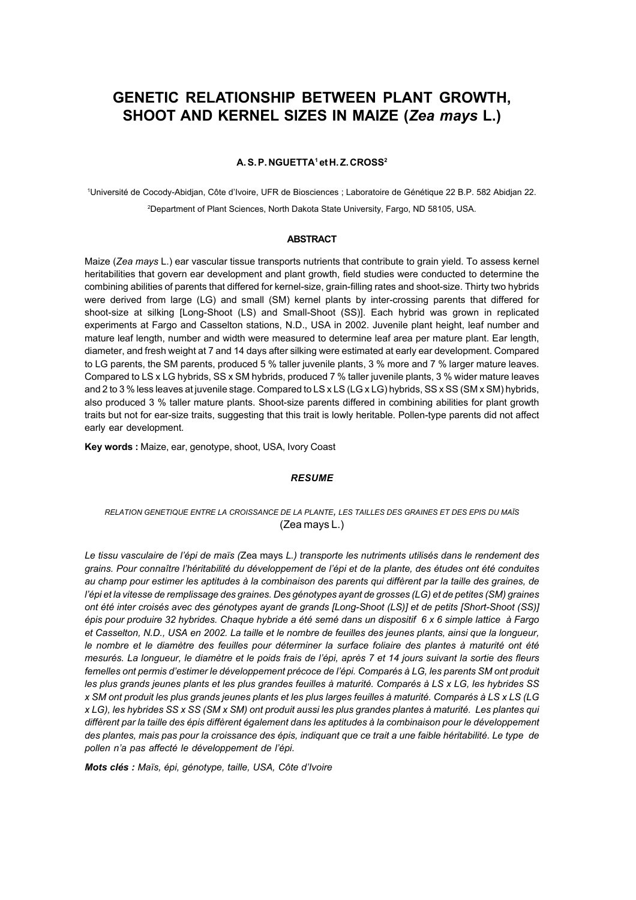# GENETIC RELATIONSHIP BETWEEN PLANT GROWTH, SHOOT AND KERNEL SIZES IN MAIZE (*Zea mays* L.)

**A. S. P. NGUETTA[1] et H. Z. CROSS[2]**

[1]Université de Cocody-Abidjan, Côte d'Ivoire, UFR de Biosciences ; Laboratoire de Génétique 22 B.P. 582 Abidjan 22.

[2]Department of Plant Sciences, North Dakota State University, Fargo, ND 58105, USA.

## ABSTRACT

Maize (*Zea mays* L.) ear vascular tissue transports nutrients that contribute to grain yield. To assess kernel heritabilities that govern ear development and plant growth, field studies were conducted to determine the combining abilities of parents that differed for kernel-size, grain-filling rates and shoot-size. Thirty two hybrids were derived from large (LG) and small (SM) kernel plants by inter-crossing parents that differed for shoot-size at silking [Long-Shoot (LS) and Small-Shoot (SS)]. Each hybrid was grown in replicated experiments at Fargo and Casselton stations, N.D., USA in 2002. Juvenile plant height, leaf number and mature leaf length, number and width were measured to determine leaf area per mature plant. Ear length, diameter, and fresh weight at 7 and 14 days after silking were estimated at early ear development. Compared to LG parents, the SM parents, produced 5 % taller juvenile plants, 3 % more and 7 % larger mature leaves. Compared to LS x LG hybrids, SS x SM hybrids, produced 7 % taller juvenile plants, 3 % wider mature leaves and 2 to 3 % less leaves at juvenile stage. Compared to LS x LS (LG x LG) hybrids, SS x SS (SM x SM) hybrids, also produced 3 % taller mature plants. Shoot-size parents differed in combining abilities for plant growth traits but not for ear-size traits, suggesting that this trait is lowly heritable. Pollen-type parents did not affect early ear development.

**Key words :** Maize, ear, genotype, shoot, USA, Ivory Coast

## *RESUME*

RELATION GENETIQUE ENTRE LA CROISSANCE DE LA PLANTE, LES TAILLES DES GRAINES ET DES EPIS DU MAÏS (Zea mays L.)

*Le tissu vasculaire de l'épi de maïs (*Zea mays *L.) transporte les nutriments utilisés dans le rendement des grains. Pour connaître l'héritabilité du développement de l'épi et de la plante, des études ont été conduites au champ pour estimer les aptitudes à la combinaison des parents qui diffèrent par la taille des graines, de l'épi et la vitesse de remplissage des graines. Des génotypes ayant de grosses (LG) et de petites (SM) graines ont été inter croisés avec des génotypes ayant de grands [Long-Shoot (LS)] et de petits [Short-Shoot (SS)] épis pour produire 32 hybrides. Chaque hybride a été semé dans un dispositif 6 x 6 simple lattice à Fargo et Casselton, N.D., USA en 2002. La taille et le nombre de feuilles des jeunes plants, ainsi que la longueur, le nombre et le diamètre des feuilles pour déterminer la surface foliaire des plantes à maturité ont été mesurés. La longueur, le diamètre et le poids frais de l'épi, après 7 et 14 jours suivant la sortie des fleurs femelles ont permis d'estimer le développement précoce de l'épi. Comparés à LG, les parents SM ont produit les plus grands jeunes plants et les plus grandes feuilles à maturité. Comparés à LS x LG, les hybrides SS x SM ont produit les plus grands jeunes plants et les plus larges feuilles à maturité. Comparés à LS x LS (LG x LG), les hybrides SS x SS (SM x SM) ont produit aussi les plus grandes plantes à maturité. Les plantes qui diffèrent par la taille des épis diffèrent également dans les aptitudes à la combinaison pour le développement des plantes, mais pas pour la croissance des épis, indiquant que ce trait a une faible héritabilité. Le type de pollen n'a pas affecté le développement de l'épi.*

***Mots clés :** Maïs, épi, génotype, taille, USA, Côte d'Ivoire*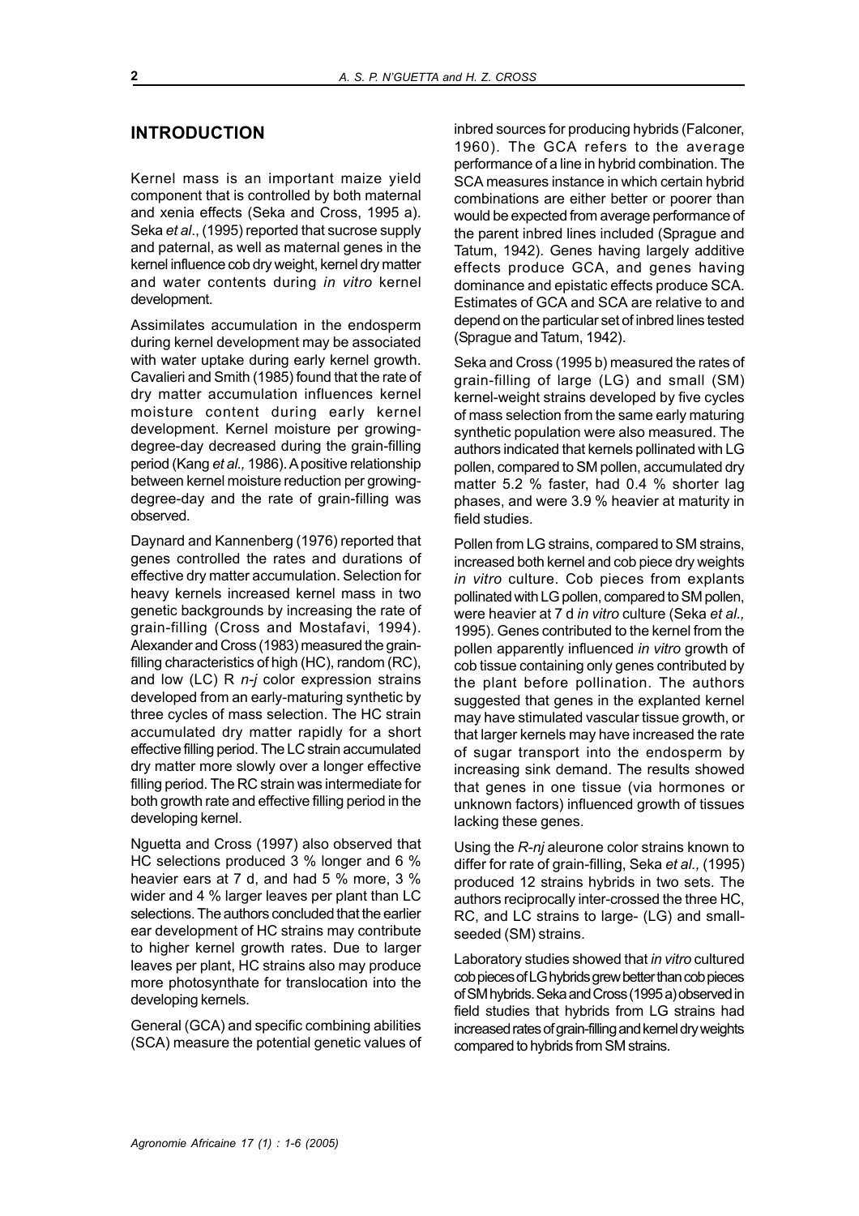## INTRODUCTION

Kernel mass is an important maize yield component that is controlled by both maternal and xenia effects (Seka and Cross, 1995 a). Seka *et al*., (1995) reported that sucrose supply and paternal, as well as maternal genes in the kernel influence cob dry weight, kernel dry matter and water contents during *in vitro* kernel development.

Assimilates accumulation in the endosperm during kernel development may be associated with water uptake during early kernel growth. Cavalieri and Smith (1985) found that the rate of dry matter accumulation influences kernel moisture content during early kernel development. Kernel moisture per growing-degree-day decreased during the grain-filling period (Kang *et al.,* 1986). A positive relationship between kernel moisture reduction per growing-degree-day and the rate of grain-filling was observed.

Daynard and Kannenberg (1976) reported that genes controlled the rates and durations of effective dry matter accumulation. Selection for heavy kernels increased kernel mass in two genetic backgrounds by increasing the rate of grain-filling (Cross and Mostafavi, 1994). Alexander and Cross (1983) measured the grain-filling characteristics of high (HC), random (RC), and low (LC) R *n-j* color expression strains developed from an early-maturing synthetic by three cycles of mass selection. The HC strain accumulated dry matter rapidly for a short effective filling period. The LC strain accumulated dry matter more slowly over a longer effective filling period. The RC strain was intermediate for both growth rate and effective filling period in the developing kernel.

Nguetta and Cross (1997) also observed that HC selections produced 3 % longer and 6 % heavier ears at 7 d, and had 5 % more, 3 % wider and 4 % larger leaves per plant than LC selections. The authors concluded that the earlier ear development of HC strains may contribute to higher kernel growth rates. Due to larger leaves per plant, HC strains also may produce more photosynthate for translocation into the developing kernels.

General (GCA) and specific combining abilities (SCA) measure the potential genetic values of inbred sources for producing hybrids (Falconer, 1960). The GCA refers to the average performance of a line in hybrid combination. The SCA measures instance in which certain hybrid combinations are either better or poorer than would be expected from average performance of the parent inbred lines included (Sprague and Tatum, 1942). Genes having largely additive effects produce GCA, and genes having dominance and epistatic effects produce SCA. Estimates of GCA and SCA are relative to and depend on the particular set of inbred lines tested (Sprague and Tatum, 1942).

Seka and Cross (1995 b) measured the rates of grain-filling of large (LG) and small (SM) kernel-weight strains developed by five cycles of mass selection from the same early maturing synthetic population were also measured. The authors indicated that kernels pollinated with LG pollen, compared to SM pollen, accumulated dry matter 5.2 % faster, had 0.4 % shorter lag phases, and were 3.9 % heavier at maturity in field studies.

Pollen from LG strains, compared to SM strains, increased both kernel and cob piece dry weights *in vitro* culture. Cob pieces from explants pollinated with LG pollen, compared to SM pollen, were heavier at 7 d *in vitro* culture (Seka *et al.,* 1995). Genes contributed to the kernel from the pollen apparently influenced *in vitro* growth of cob tissue containing only genes contributed by the plant before pollination. The authors suggested that genes in the explanted kernel may have stimulated vascular tissue growth, or that larger kernels may have increased the rate of sugar transport into the endosperm by increasing sink demand. The results showed that genes in one tissue (via hormones or unknown factors) influenced growth of tissues lacking these genes.

Using the *R-nj* aleurone color strains known to differ for rate of grain-filling, Seka *et al.,* (1995) produced 12 strains hybrids in two sets. The authors reciprocally inter-crossed the three HC, RC, and LC strains to large- (LG) and small-seeded (SM) strains.

Laboratory studies showed that *in vitro* cultured cob pieces of LG hybrids grew better than cob pieces of SM hybrids. Seka and Cross (1995 a) observed in field studies that hybrids from LG strains had increased rates of grain-filling and kernel dry weights compared to hybrids from SM strains.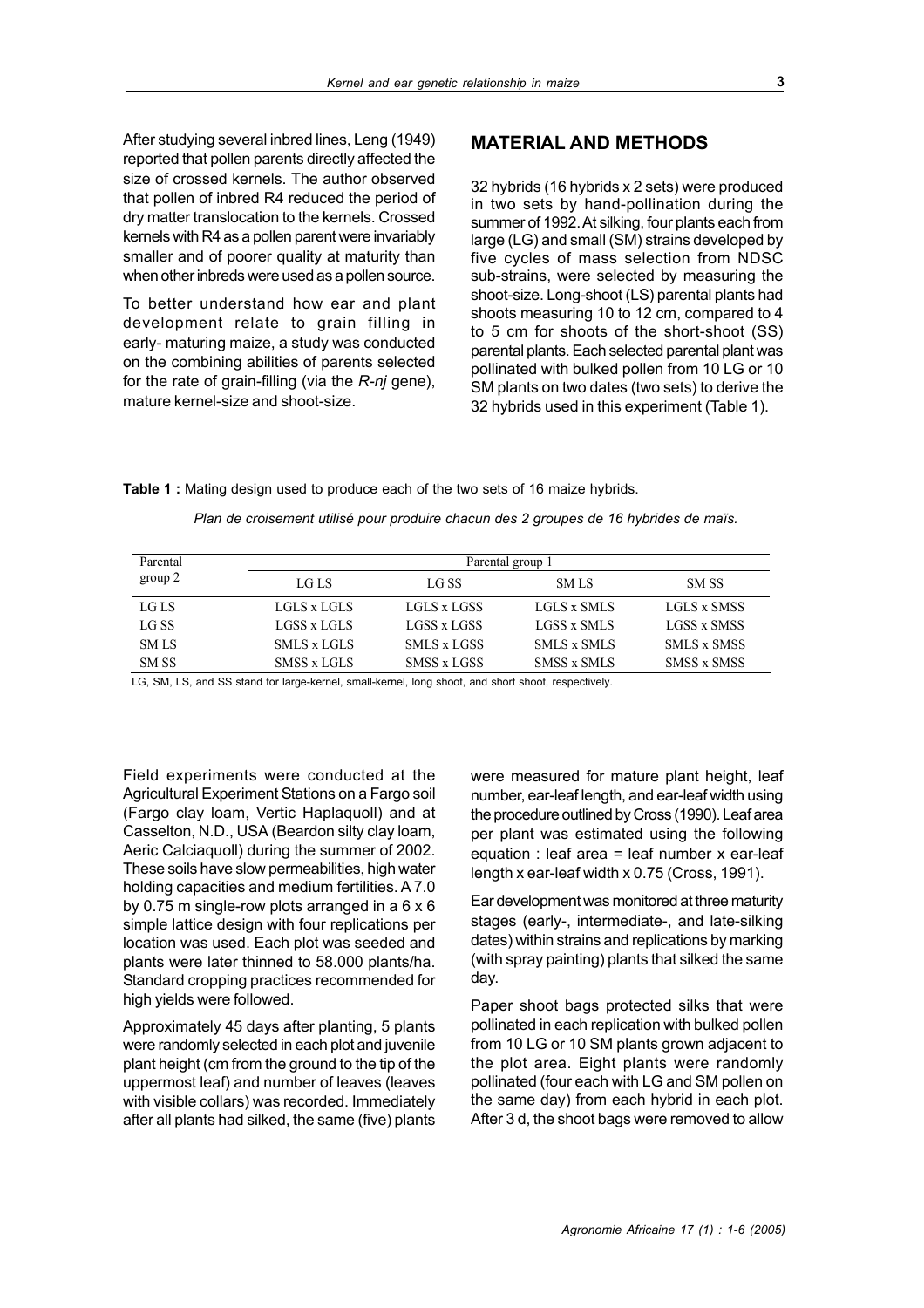After studying several inbred lines, Leng (1949) reported that pollen parents directly affected the size of crossed kernels. The author observed that pollen of inbred R4 reduced the period of dry matter translocation to the kernels. Crossed kernels with R4 as a pollen parent were invariably smaller and of poorer quality at maturity than when other inbreds were used as a pollen source.

To better understand how ear and plant development relate to grain filling in early- maturing maize, a study was conducted on the combining abilities of parents selected for the rate of grain-filling (via the *R-nj* gene), mature kernel-size and shoot-size.

## MATERIAL AND METHODS

32 hybrids (16 hybrids x 2 sets) were produced in two sets by hand-pollination during the summer of 1992. At silking, four plants each from large (LG) and small (SM) strains developed by five cycles of mass selection from NDSC sub-strains, were selected by measuring the shoot-size. Long-shoot (LS) parental plants had shoots measuring 10 to 12 cm, compared to 4 to 5 cm for shoots of the short-shoot (SS) parental plants. Each selected parental plant was pollinated with bulked pollen from 10 LG or 10 SM plants on two dates (two sets) to derive the 32 hybrids used in this experiment (Table 1).

**Table 1 :** Mating design used to produce each of the two sets of 16 maize hybrids.

*Plan de croisement utilisé pour produire chacun des 2 groupes de 16 hybrides de maïs.*

| Parental group 2 | Parental group 1 | | | |
|---|---|---|---|---|
| | LG LS | LG SS | SM LS | SM SS |
| LG LS | LGLS x LGLS | LGLS x LGSS | LGLS x SMLS | LGLS x SMSS |
| LG SS | LGSS x LGLS | LGSS x LGSS | LGSS x SMLS | LGSS x SMSS |
| SM LS | SMLS x LGLS | SMLS x LGSS | SMLS x SMLS | SMLS x SMSS |
| SM SS | SMSS x LGLS | SMSS x LGSS | SMSS x SMLS | SMSS x SMSS |

LG, SM, LS, and SS stand for large-kernel, small-kernel, long shoot, and short shoot, respectively.

Field experiments were conducted at the Agricultural Experiment Stations on a Fargo soil (Fargo clay loam, Vertic Haplaquoll) and at Casselton, N.D., USA (Beardon silty clay loam, Aeric Calciaquoll) during the summer of 2002. These soils have slow permeabilities, high water holding capacities and medium fertilities. A 7.0 by 0.75 m single-row plots arranged in a 6 x 6 simple lattice design with four replications per location was used. Each plot was seeded and plants were later thinned to 58.000 plants/ha. Standard cropping practices recommended for high yields were followed.

Approximately 45 days after planting, 5 plants were randomly selected in each plot and juvenile plant height (cm from the ground to the tip of the uppermost leaf) and number of leaves (leaves with visible collars) was recorded. Immediately after all plants had silked, the same (five) plants were measured for mature plant height, leaf number, ear-leaf length, and ear-leaf width using the procedure outlined by Cross (1990). Leaf area per plant was estimated using the following equation : leaf area = leaf number x ear-leaf length x ear-leaf width x 0.75 (Cross, 1991).

Ear development was monitored at three maturity stages (early-, intermediate-, and late-silking dates) within strains and replications by marking (with spray painting) plants that silked the same day.

Paper shoot bags protected silks that were pollinated in each replication with bulked pollen from 10 LG or 10 SM plants grown adjacent to the plot area. Eight plants were randomly pollinated (four each with LG and SM pollen on the same day) from each hybrid in each plot. After 3 d, the shoot bags were removed to allow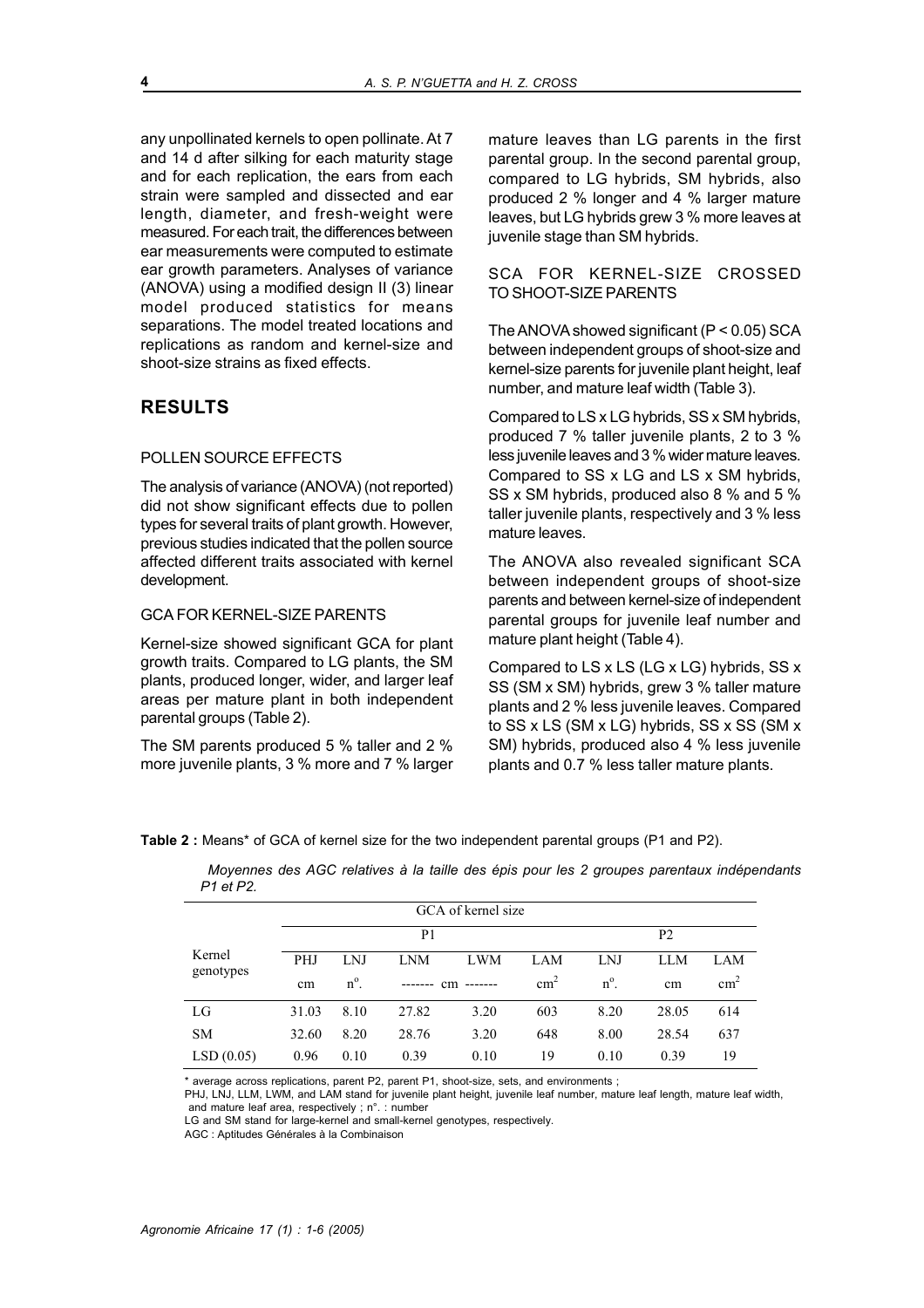any unpollinated kernels to open pollinate. At 7 and 14 d after silking for each maturity stage and for each replication, the ears from each strain were sampled and dissected and ear length, diameter, and fresh-weight were measured. For each trait, the differences between ear measurements were computed to estimate ear growth parameters. Analyses of variance (ANOVA) using a modified design II (3) linear model produced statistics for means separations. The model treated locations and replications as random and kernel-size and shoot-size strains as fixed effects.

## RESULTS

### POLLEN SOURCE EFFECTS

The analysis of variance (ANOVA) (not reported) did not show significant effects due to pollen types for several traits of plant growth. However, previous studies indicated that the pollen source affected different traits associated with kernel development.

### GCA FOR KERNEL-SIZE PARENTS

Kernel-size showed significant GCA for plant growth traits. Compared to LG plants, the SM plants, produced longer, wider, and larger leaf areas per mature plant in both independent parental groups (Table 2).

The SM parents produced 5 % taller and 2 % more juvenile plants, 3 % more and 7 % larger mature leaves than LG parents in the first parental group. In the second parental group, compared to LG hybrids, SM hybrids, also produced 2 % longer and 4 % larger mature leaves, but LG hybrids grew 3 % more leaves at juvenile stage than SM hybrids.

### SCA FOR KERNEL-SIZE CROSSED TO SHOOT-SIZE PARENTS

The ANOVA showed significant ($P < 0.05$) SCA between independent groups of shoot-size and kernel-size parents for juvenile plant height, leaf number, and mature leaf width (Table 3).

Compared to LS x LG hybrids, SS x SM hybrids, produced 7 % taller juvenile plants, 2 to 3 % less juvenile leaves and 3 % wider mature leaves. Compared to SS x LG and LS x SM hybrids, SS x SM hybrids, produced also 8 % and 5 % taller juvenile plants, respectively and 3 % less mature leaves.

The ANOVA also revealed significant SCA between independent groups of shoot-size parents and between kernel-size of independent parental groups for juvenile leaf number and mature plant height (Table 4).

Compared to LS x LS (LG x LG) hybrids, SS x SS (SM x SM) hybrids, grew 3 % taller mature plants and 2 % less juvenile leaves. Compared to SS x LS (SM x LG) hybrids, SS x SS (SM x SM) hybrids, produced also 4 % less juvenile plants and 0.7 % less taller mature plants.

**Table 2 :** Means* of GCA of kernel size for the two independent parental groups (P1 and P2).

*Moyennes des AGC relatives à la taille des épis pour les 2 groupes parentaux indépendants P1 et P2.*

| Kernel genotypes | GCA of kernel size | | | | | | | |
|---|---|---|---|---|---|---|---|---|
| | P1 | | | | | P2 | | |
| | PHJ | LNJ | LNM | LWM | LAM | LNJ | LLM | LAM |
| | cm | n°. | ------- cm ------- | | $cm^2$ | n°. | cm | $cm^2$ |
| LG | 31.03 | 8.10 | 27.82 | 3.20 | 603 | 8.20 | 28.05 | 614 |
| SM | 32.60 | 8.20 | 28.76 | 3.20 | 648 | 8.00 | 28.54 | 637 |
| LSD (0.05) | 0.96 | 0.10 | 0.39 | 0.10 | 19 | 0.10 | 0.39 | 19 |

\* average across replications, parent P2, parent P1, shoot-size, sets, and environments ;

PHJ, LNJ, LLM, LWM, and LAM stand for juvenile plant height, juvenile leaf number, mature leaf length, mature leaf width, and mature leaf area, respectively ; n°. : number

LG and SM stand for large-kernel and small-kernel genotypes, respectively.

AGC : Aptitudes Générales à la Combinaison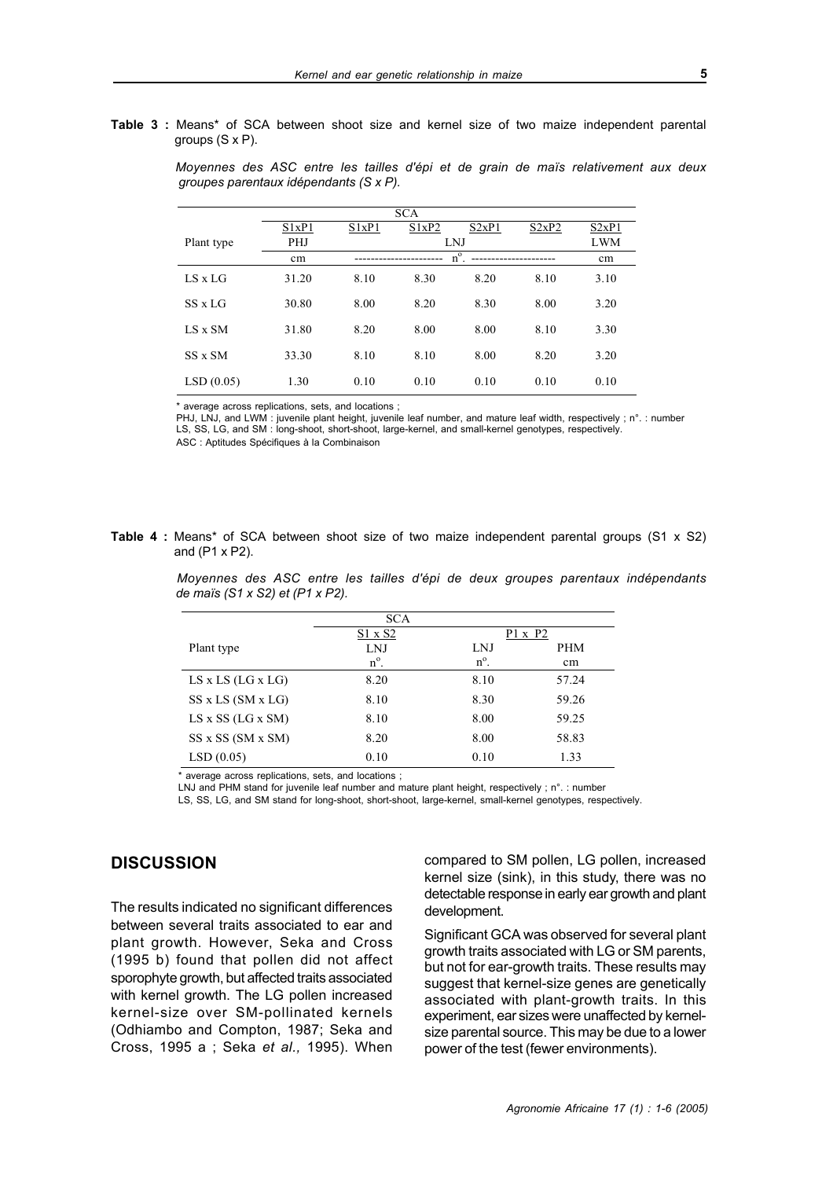**Table 3 :** Means* of SCA between shoot size and kernel size of two maize independent parental groups (S x P).

*Moyennes des ASC entre les tailles d'épi et de grain de maïs relativement aux deux groupes parentaux idépendants (S x P).*

| | SCA | | | | | |
|---|---|---|---|---|---|---|
| | S1xP1 | S1xP1 | S1xP2 | S2xP1 | S2xP2 | S2xP1 |
| Plant type | PHJ | LNJ | | | | LWM |
| | cm | n°. | | | | cm |
| LS x LG | 31.20 | 8.10 | 8.30 | 8.20 | 8.10 | 3.10 |
| SS x LG | 30.80 | 8.00 | 8.20 | 8.30 | 8.00 | 3.20 |
| LS x SM | 31.80 | 8.20 | 8.00 | 8.00 | 8.10 | 3.30 |
| SS x SM | 33.30 | 8.10 | 8.10 | 8.00 | 8.20 | 3.20 |
| LSD (0.05) | 1.30 | 0.10 | 0.10 | 0.10 | 0.10 | 0.10 |

\* average across replications, sets, and locations ;
PHJ, LNJ, and LWM : juvenile plant height, juvenile leaf number, and mature leaf width, respectively ; n°. : number
LS, SS, LG, and SM : long-shoot, short-shoot, large-kernel, and small-kernel genotypes, respectively.
ASC : Aptitudes Spécifiques à la Combinaison

**Table 4 :** Means* of SCA between shoot size of two maize independent parental groups (S1 x S2) and (P1 x P2).

*Moyennes des ASC entre les tailles d'épi de deux groupes parentaux indépendants de maïs (S1 x S2) et (P1 x P2).*

| | SCA | | |
|---|---|---|---|
| | S1 x S2 | P1 x P2 | |
| Plant type | LNJ | LNJ | PHM |
| | n°. | n°. | cm |
| LS x LS (LG x LG) | 8.20 | 8.10 | 57.24 |
| SS x LS (SM x LG) | 8.10 | 8.30 | 59.26 |
| LS x SS (LG x SM) | 8.10 | 8.00 | 59.25 |
| SS x SS (SM x SM) | 8.20 | 8.00 | 58.83 |
| LSD (0.05) | 0.10 | 0.10 | 1.33 |

\* average across replications, sets, and locations ;
LNJ and PHM stand for juvenile leaf number and mature plant height, respectively ; n°. : number
LS, SS, LG, and SM stand for long-shoot, short-shoot, large-kernel, small-kernel genotypes, respectively.

## DISCUSSION

The results indicated no significant differences between several traits associated to ear and plant growth. However, Seka and Cross (1995 b) found that pollen did not affect sporophyte growth, but affected traits associated with kernel growth. The LG pollen increased kernel-size over SM-pollinated kernels (Odhiambo and Compton, 1987; Seka and Cross, 1995 a ; Seka *et al.,* 1995). When compared to SM pollen, LG pollen, increased kernel size (sink), in this study, there was no detectable response in early ear growth and plant development.

Significant GCA was observed for several plant growth traits associated with LG or SM parents, but not for ear-growth traits. These results may suggest that kernel-size genes are genetically associated with plant-growth traits. In this experiment, ear sizes were unaffected by kernel-size parental source. This may be due to a lower power of the test (fewer environments).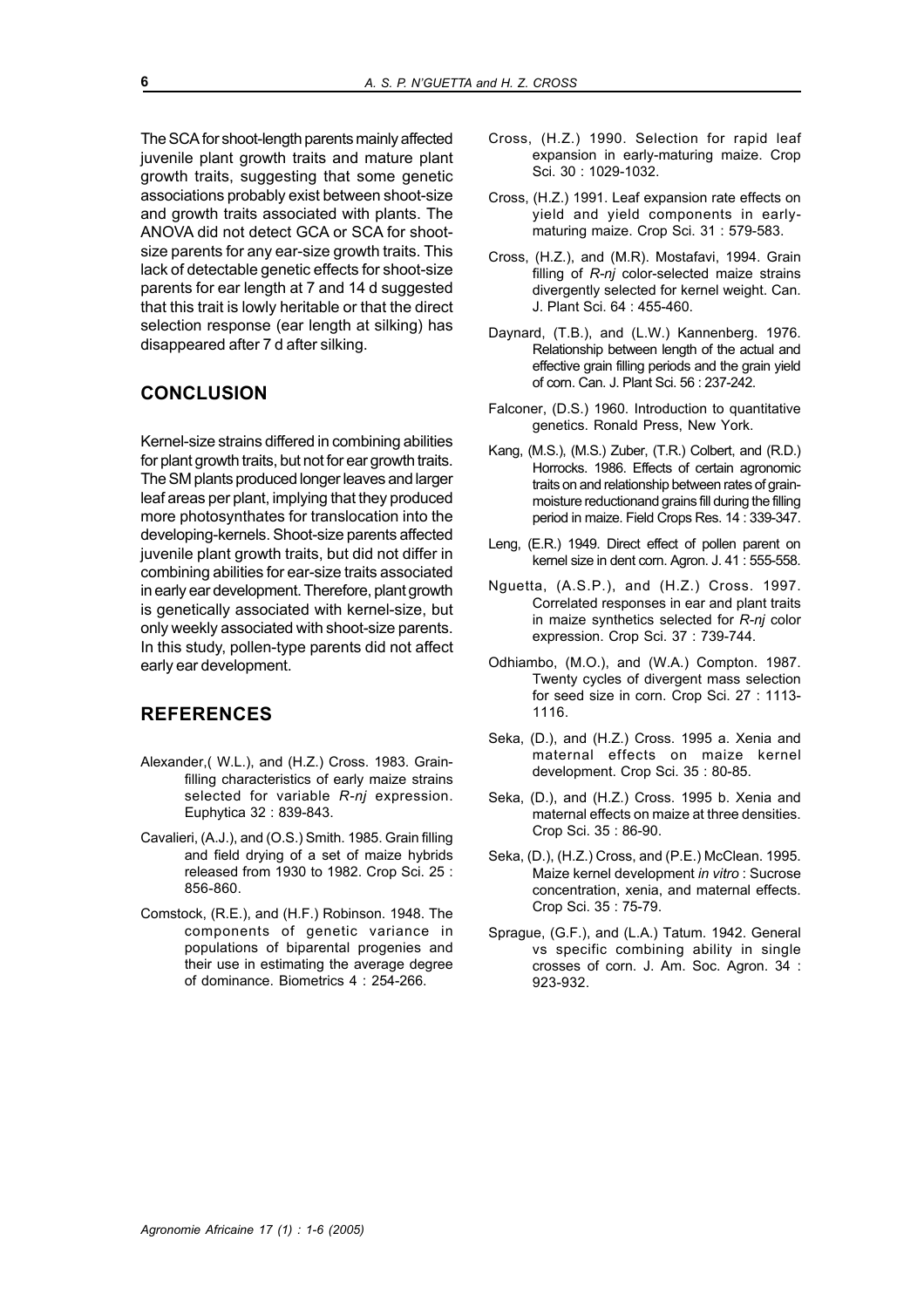The SCA for shoot-length parents mainly affected juvenile plant growth traits and mature plant growth traits, suggesting that some genetic associations probably exist between shoot-size and growth traits associated with plants. The ANOVA did not detect GCA or SCA for shoot-size parents for any ear-size growth traits. This lack of detectable genetic effects for shoot-size parents for ear length at 7 and 14 d suggested that this trait is lowly heritable or that the direct selection response (ear length at silking) has disappeared after 7 d after silking.

## CONCLUSION

Kernel-size strains differed in combining abilities for plant growth traits, but not for ear growth traits. The SM plants produced longer leaves and larger leaf areas per plant, implying that they produced more photosynthates for translocation into the developing-kernels. Shoot-size parents affected juvenile plant growth traits, but did not differ in combining abilities for ear-size traits associated in early ear development. Therefore, plant growth is genetically associated with kernel-size, but only weekly associated with shoot-size parents. In this study, pollen-type parents did not affect early ear development.

## REFERENCES

Alexander,( W.L.), and (H.Z.) Cross. 1983. Grain-filling characteristics of early maize strains selected for variable *R-nj* expression. Euphytica 32 : 839-843.

Cavalieri, (A.J.), and (O.S.) Smith. 1985. Grain filling and field drying of a set of maize hybrids released from 1930 to 1982. Crop Sci. 25 : 856-860.

Comstock, (R.E.), and (H.F.) Robinson. 1948. The components of genetic variance in populations of biparental progenies and their use in estimating the average degree of dominance. Biometrics 4 : 254-266.

Cross, (H.Z.) 1990. Selection for rapid leaf expansion in early-maturing maize. Crop Sci. 30 : 1029-1032.

Cross, (H.Z.) 1991. Leaf expansion rate effects on yield and yield components in early-maturing maize. Crop Sci. 31 : 579-583.

Cross, (H.Z.), and (M.R). Mostafavi, 1994. Grain filling of *R-nj* color-selected maize strains divergently selected for kernel weight. Can. J. Plant Sci. 64 : 455-460.

Daynard, (T.B.), and (L.W.) Kannenberg. 1976. Relationship between length of the actual and effective grain filling periods and the grain yield of corn. Can. J. Plant Sci. 56 : 237-242.

Falconer, (D.S.) 1960. Introduction to quantitative genetics. Ronald Press, New York.

Kang, (M.S.), (M.S.) Zuber, (T.R.) Colbert, and (R.D.) Horrocks. 1986. Effects of certain agronomic traits on and relationship between rates of grain-moisture reductionand grains fill during the filling period in maize. Field Crops Res. 14 : 339-347.

Leng, (E.R.) 1949. Direct effect of pollen parent on kernel size in dent corn. Agron. J. 41 : 555-558.

Nguetta, (A.S.P.), and (H.Z.) Cross. 1997. Correlated responses in ear and plant traits in maize synthetics selected for *R-nj* color expression. Crop Sci. 37 : 739-744.

Odhiambo, (M.O.), and (W.A.) Compton. 1987. Twenty cycles of divergent mass selection for seed size in corn. Crop Sci. 27 : 1113-1116.

Seka, (D.), and (H.Z.) Cross. 1995 a. Xenia and maternal effects on maize kernel development. Crop Sci. 35 : 80-85.

Seka, (D.), and (H.Z.) Cross. 1995 b. Xenia and maternal effects on maize at three densities. Crop Sci. 35 : 86-90.

Seka, (D.), (H.Z.) Cross, and (P.E.) McClean. 1995. Maize kernel development *in vitro* : Sucrose concentration, xenia, and maternal effects. Crop Sci. 35 : 75-79.

Sprague, (G.F.), and (L.A.) Tatum. 1942. General vs specific combining ability in single crosses of corn. J. Am. Soc. Agron. 34 : 923-932.